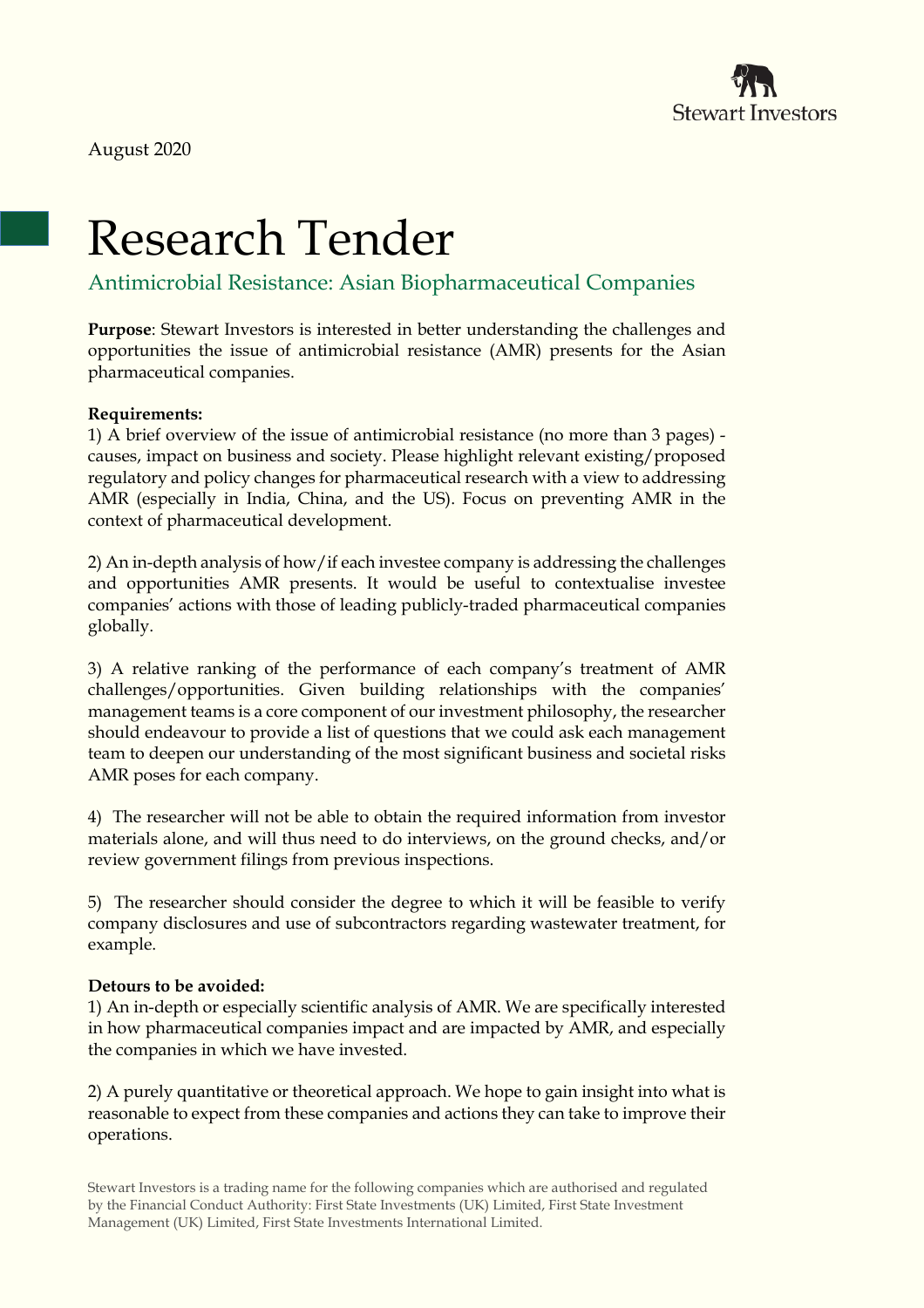Stewart Investors

August 2020

# Research Tender

## Antimicrobial Resistance: Asian Biopharmaceutical Companies

**Purpose**: Stewart Investors is interested in better understanding the challenges and opportunities the issue of antimicrobial resistance (AMR) presents for the Asian pharmaceutical companies.

**Requirements:**

1) A brief overview of the issue of antimicrobial resistance (no more than 3 pages) - causes, impact on business and society. Please highlight relevant existing/proposed regulatory and policy changes for pharmaceutical research with a view to addressing AMR (especially in India, China, and the US). Focus on preventing AMR in the context of pharmaceutical development.

2) An in-depth analysis of how/if each investee company is addressing the challenges and opportunities AMR presents. It would be useful to contextualise investee companies' actions with those of leading publicly-traded pharmaceutical companies globally.

3) A relative ranking of the performance of each company's treatment of AMR challenges/opportunities. Given building relationships with the companies' management teams is a core component of our investment philosophy, the researcher should endeavour to provide a list of questions that we could ask each management team to deepen our understanding of the most significant business and societal risks AMR poses for each company.

4) The researcher will not be able to obtain the required information from investor materials alone, and will thus need to do interviews, on the ground checks, and/or review government filings from previous inspections.

5) The researcher should consider the degree to which it will be feasible to verify company disclosures and use of subcontractors regarding wastewater treatment, for example.

**Detours to be avoided:**

1) An in-depth or especially scientific analysis of AMR. We are specifically interested in how pharmaceutical companies impact and are impacted by AMR, and especially the companies in which we have invested.

2) A purely quantitative or theoretical approach. We hope to gain insight into what is reasonable to expect from these companies and actions they can take to improve their operations.

Stewart Investors is a trading name for the following companies which are authorised and regulated by the Financial Conduct Authority: First State Investments (UK) Limited, First State Investment Management (UK) Limited, First State Investments International Limited.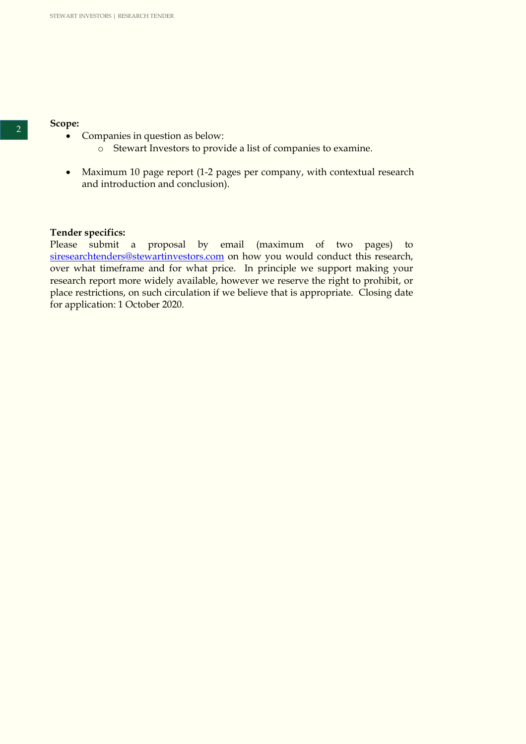**Scope:**

- Companies in question as below:
  - Stewart Investors to provide a list of companies to examine.
- Maximum 10 page report (1-2 pages per company, with contextual research and introduction and conclusion).

**Tender specifics:**

Please submit a proposal by email (maximum of two pages) to [siresearchtenders@stewartinvestors.com](mailto:siresearchtenders@stewartinvestors.com) on how you would conduct this research, over what timeframe and for what price. In principle we support making your research report more widely available, however we reserve the right to prohibit, or place restrictions, on such circulation if we believe that is appropriate. Closing date for application: 1 October 2020.